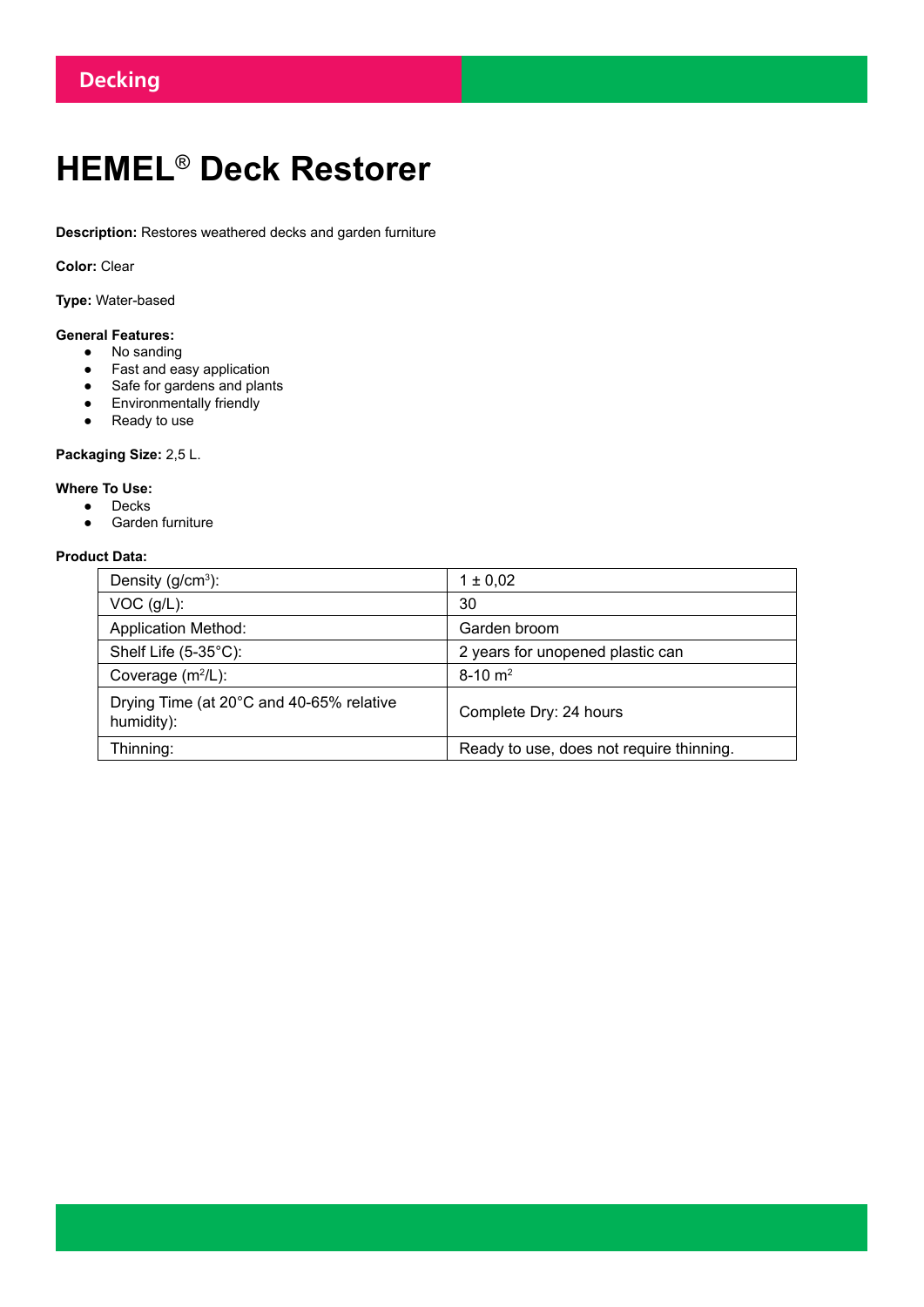Decking

# HEMEL® Deck Restorer

**Description:** Restores weathered decks and garden furniture

**Color:** Clear

**Type:** Water-based

**General Features:**

- No sanding
- Fast and easy application
- Safe for gardens and plants
- Environmentally friendly
- Ready to use

**Packaging Size:** 2,5 L.

**Where To Use:**

- Decks
- Garden furniture

**Product Data:**

| Density (g/cm$^3$): | 1 ± 0,02 |
|---|---|
| VOC (g/L): | 30 |
| Application Method: | Garden broom |
| Shelf Life (5-35°C): | 2 years for unopened plastic can |
| Coverage (m$^2$/L): | 8-10 m$^2$ |
| Drying Time (at 20°C and 40-65% relative humidity): | Complete Dry: 24 hours |
| Thinning: | Ready to use, does not require thinning. |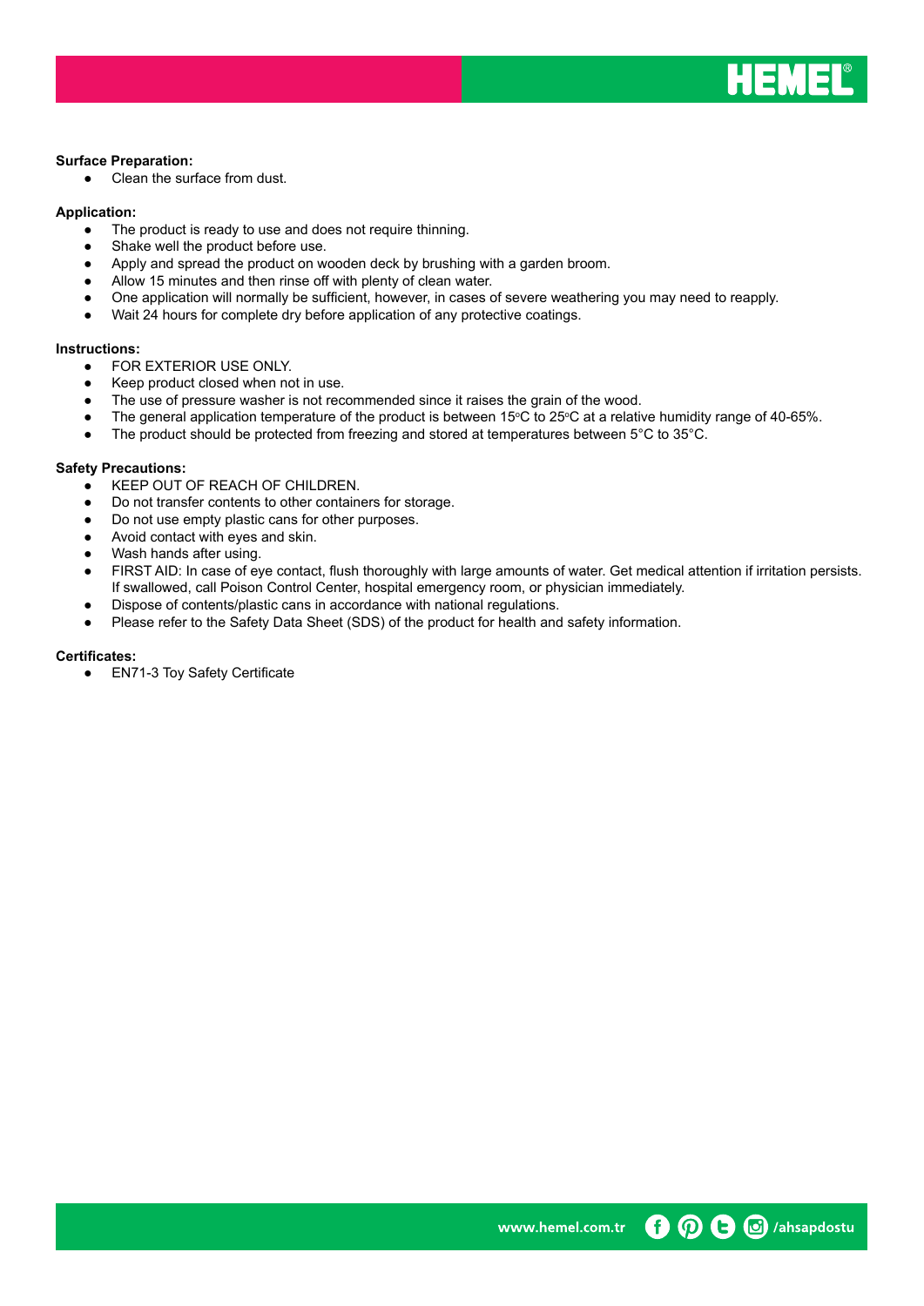**Surface Preparation:**

- Clean the surface from dust.

**Application:**

- The product is ready to use and does not require thinning.
- Shake well the product before use.
- Apply and spread the product on wooden deck by brushing with a garden broom.
- Allow 15 minutes and then rinse off with plenty of clean water.
- One application will normally be sufficient, however, in cases of severe weathering you may need to reapply.
- Wait 24 hours for complete dry before application of any protective coatings.

**Instructions:**

- FOR EXTERIOR USE ONLY.
- Keep product closed when not in use.
- The use of pressure washer is not recommended since it raises the grain of the wood.
- The general application temperature of the product is between 15°C to 25°C at a relative humidity range of 40-65%.
- The product should be protected from freezing and stored at temperatures between 5°C to 35°C.

**Safety Precautions:**

- KEEP OUT OF REACH OF CHILDREN.
- Do not transfer contents to other containers for storage.
- Do not use empty plastic cans for other purposes.
- Avoid contact with eyes and skin.
- Wash hands after using.
- FIRST AID: In case of eye contact, flush thoroughly with large amounts of water. Get medical attention if irritation persists. If swallowed, call Poison Control Center, hospital emergency room, or physician immediately.
- Dispose of contents/plastic cans in accordance with national regulations.
- Please refer to the Safety Data Sheet (SDS) of the product for health and safety information.

**Certificates:**

- EN71-3 Toy Safety Certificate